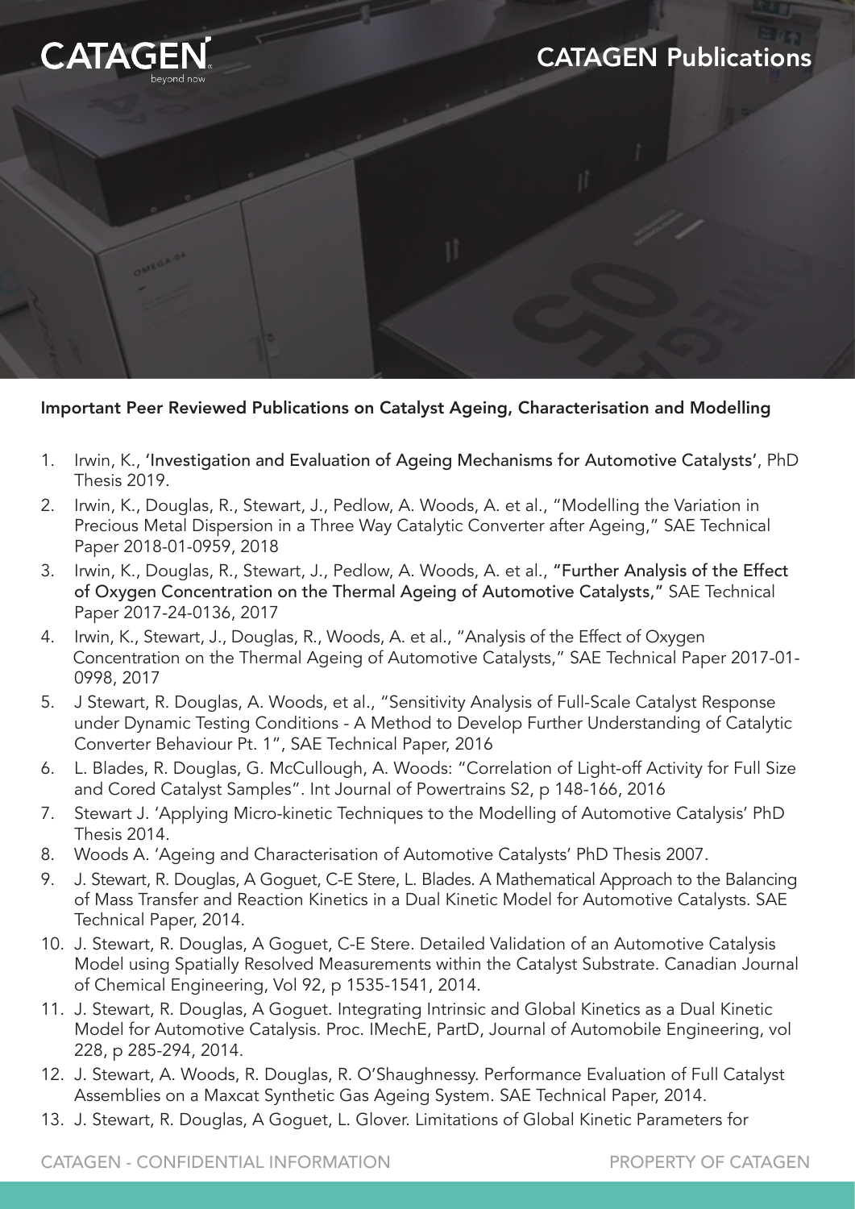# CATAGEN Publications

## Important Peer Reviewed Publications on Catalyst Ageing, Characterisation and Modelling

1. Irwin, K., 'Investigation and Evaluation of Ageing Mechanisms for Automotive Catalysts', PhD Thesis 2019.
2. Irwin, K., Douglas, R., Stewart, J., Pedlow, A. Woods, A. et al., "Modelling the Variation in Precious Metal Dispersion in a Three Way Catalytic Converter after Ageing," SAE Technical Paper 2018-01-0959, 2018
3. Irwin, K., Douglas, R., Stewart, J., Pedlow, A. Woods, A. et al., "Further Analysis of the Effect of Oxygen Concentration on the Thermal Ageing of Automotive Catalysts," SAE Technical Paper 2017-24-0136, 2017
4. Irwin, K., Stewart, J., Douglas, R., Woods, A. et al., "Analysis of the Effect of Oxygen Concentration on the Thermal Ageing of Automotive Catalysts," SAE Technical Paper 2017-01-0998, 2017
5. J Stewart, R. Douglas, A. Woods, et al., "Sensitivity Analysis of Full-Scale Catalyst Response under Dynamic Testing Conditions - A Method to Develop Further Understanding of Catalytic Converter Behaviour Pt. 1", SAE Technical Paper, 2016
6. L. Blades, R. Douglas, G. McCullough, A. Woods: "Correlation of Light-off Activity for Full Size and Cored Catalyst Samples". Int Journal of Powertrains S2, p 148-166, 2016
7. Stewart J. 'Applying Micro-kinetic Techniques to the Modelling of Automotive Catalysis' PhD Thesis 2014.
8. Woods A. 'Ageing and Characterisation of Automotive Catalysts' PhD Thesis 2007.
9. J. Stewart, R. Douglas, A Goguet, C-E Stere, L. Blades. A Mathematical Approach to the Balancing of Mass Transfer and Reaction Kinetics in a Dual Kinetic Model for Automotive Catalysts. SAE Technical Paper, 2014.
10. J. Stewart, R. Douglas, A Goguet, C-E Stere. Detailed Validation of an Automotive Catalysis Model using Spatially Resolved Measurements within the Catalyst Substrate. Canadian Journal of Chemical Engineering, Vol 92, p 1535-1541, 2014.
11. J. Stewart, R. Douglas, A Goguet. Integrating Intrinsic and Global Kinetics as a Dual Kinetic Model for Automotive Catalysis. Proc. IMechE, PartD, Journal of Automobile Engineering, vol 228, p 285-294, 2014.
12. J. Stewart, A. Woods, R. Douglas, R. O'Shaughnessy. Performance Evaluation of Full Catalyst Assemblies on a Maxcat Synthetic Gas Ageing System. SAE Technical Paper, 2014.
13. J. Stewart, R. Douglas, A Goguet, L. Glover. Limitations of Global Kinetic Parameters for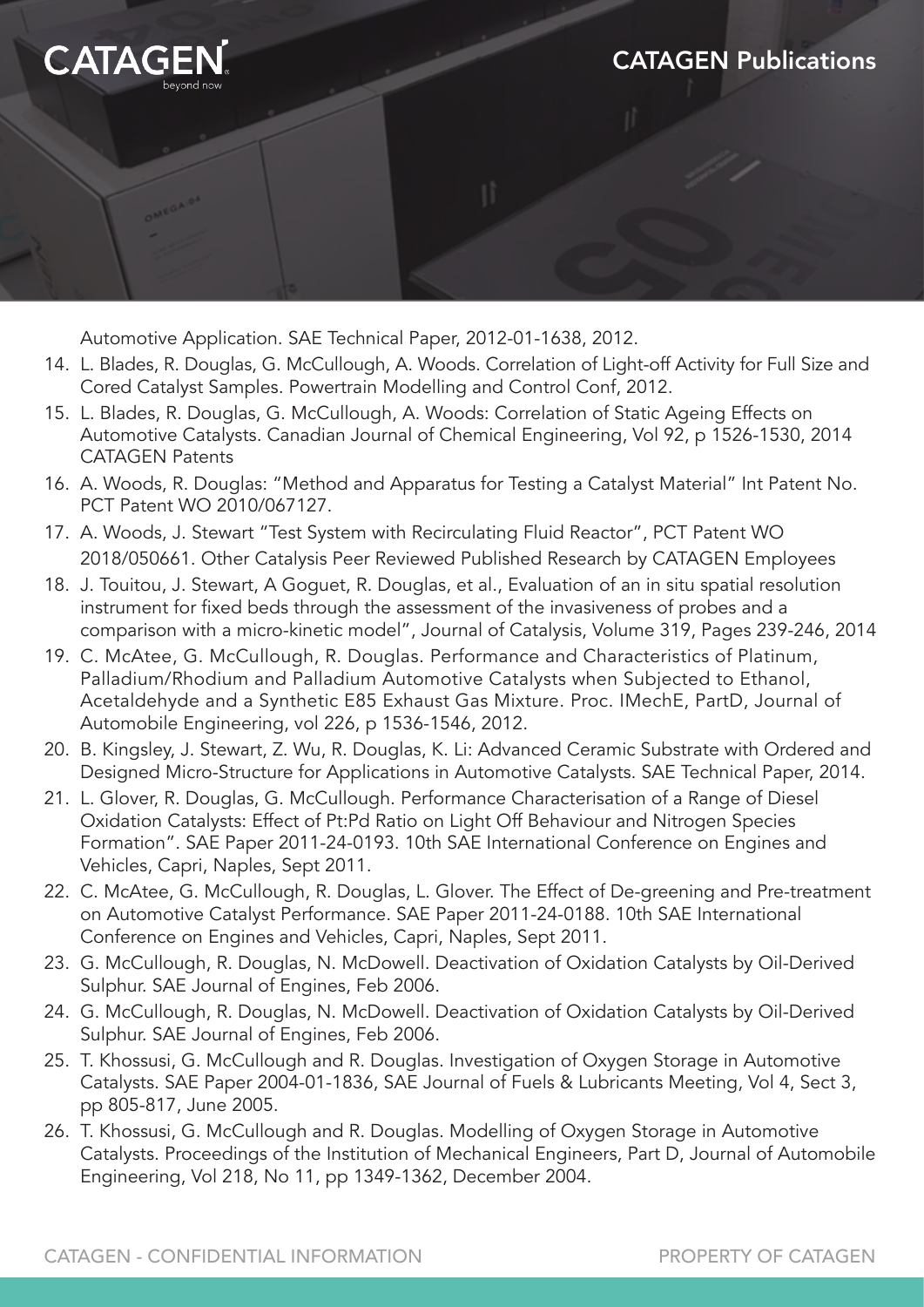Automotive Application. SAE Technical Paper, 2012-01-1638, 2012.

14. L. Blades, R. Douglas, G. McCullough, A. Woods. Correlation of Light-off Activity for Full Size and Cored Catalyst Samples. Powertrain Modelling and Control Conf, 2012.
15. L. Blades, R. Douglas, G. McCullough, A. Woods: Correlation of Static Ageing Effects on Automotive Catalysts. Canadian Journal of Chemical Engineering, Vol 92, p 1526-1530, 2014

CATAGEN Patents

16. A. Woods, R. Douglas: "Method and Apparatus for Testing a Catalyst Material" Int Patent No. PCT Patent WO 2010/067127.
17. A. Woods, J. Stewart "Test System with Recirculating Fluid Reactor", PCT Patent WO 2018/050661.

Other Catalysis Peer Reviewed Published Research by CATAGEN Employees

18. J. Touitou, J. Stewart, A Goguet, R. Douglas, et al., Evaluation of an in situ spatial resolution instrument for fixed beds through the assessment of the invasiveness of probes and a comparison with a micro-kinetic model", Journal of Catalysis, Volume 319, Pages 239-246, 2014
19. C. McAtee, G. McCullough, R. Douglas. Performance and Characteristics of Platinum, Palladium/Rhodium and Palladium Automotive Catalysts when Subjected to Ethanol, Acetaldehyde and a Synthetic E85 Exhaust Gas Mixture. Proc. IMechE, PartD, Journal of Automobile Engineering, vol 226, p 1536-1546, 2012.
20. B. Kingsley, J. Stewart, Z. Wu, R. Douglas, K. Li: Advanced Ceramic Substrate with Ordered and Designed Micro-Structure for Applications in Automotive Catalysts. SAE Technical Paper, 2014.
21. L. Glover, R. Douglas, G. McCullough. Performance Characterisation of a Range of Diesel Oxidation Catalysts: Effect of Pt:Pd Ratio on Light Off Behaviour and Nitrogen Species Formation". SAE Paper 2011-24-0193. 10th SAE International Conference on Engines and Vehicles, Capri, Naples, Sept 2011.
22. C. McAtee, G. McCullough, R. Douglas, L. Glover. The Effect of De-greening and Pre-treatment on Automotive Catalyst Performance. SAE Paper 2011-24-0188. 10th SAE International Conference on Engines and Vehicles, Capri, Naples, Sept 2011.
23. G. McCullough, R. Douglas, N. McDowell. Deactivation of Oxidation Catalysts by Oil-Derived Sulphur. SAE Journal of Engines, Feb 2006.
24. G. McCullough, R. Douglas, N. McDowell. Deactivation of Oxidation Catalysts by Oil-Derived Sulphur. SAE Journal of Engines, Feb 2006.
25. T. Khossusi, G. McCullough and R. Douglas. Investigation of Oxygen Storage in Automotive Catalysts. SAE Paper 2004-01-1836, SAE Journal of Fuels & Lubricants Meeting, Vol 4, Sect 3, pp 805-817, June 2005.
26. T. Khossusi, G. McCullough and R. Douglas. Modelling of Oxygen Storage in Automotive Catalysts. Proceedings of the Institution of Mechanical Engineers, Part D, Journal of Automobile Engineering, Vol 218, No 11, pp 1349-1362, December 2004.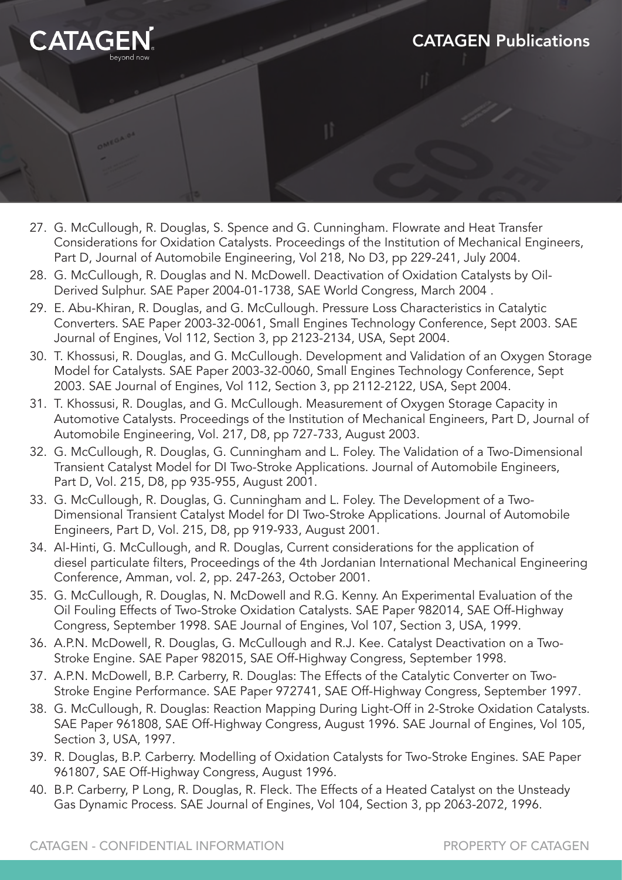27. G. McCullough, R. Douglas, S. Spence and G. Cunningham. Flowrate and Heat Transfer Considerations for Oxidation Catalysts. Proceedings of the Institution of Mechanical Engineers, Part D, Journal of Automobile Engineering, Vol 218, No D3, pp 229-241, July 2004.
28. G. McCullough, R. Douglas and N. McDowell. Deactivation of Oxidation Catalysts by Oil-Derived Sulphur. SAE Paper 2004-01-1738, SAE World Congress, March 2004 .
29. E. Abu-Khiran, R. Douglas, and G. McCullough. Pressure Loss Characteristics in Catalytic Converters. SAE Paper 2003-32-0061, Small Engines Technology Conference, Sept 2003. SAE Journal of Engines, Vol 112, Section 3, pp 2123-2134, USA, Sept 2004.
30. T. Khossusi, R. Douglas, and G. McCullough. Development and Validation of an Oxygen Storage Model for Catalysts. SAE Paper 2003-32-0060, Small Engines Technology Conference, Sept 2003. SAE Journal of Engines, Vol 112, Section 3, pp 2112-2122, USA, Sept 2004.
31. T. Khossusi, R. Douglas, and G. McCullough. Measurement of Oxygen Storage Capacity in Automotive Catalysts. Proceedings of the Institution of Mechanical Engineers, Part D, Journal of Automobile Engineering, Vol. 217, D8, pp 727-733, August 2003.
32. G. McCullough, R. Douglas, G. Cunningham and L. Foley. The Validation of a Two-Dimensional Transient Catalyst Model for DI Two-Stroke Applications. Journal of Automobile Engineers, Part D, Vol. 215, D8, pp 935-955, August 2001.
33. G. McCullough, R. Douglas, G. Cunningham and L. Foley. The Development of a Two-Dimensional Transient Catalyst Model for DI Two-Stroke Applications. Journal of Automobile Engineers, Part D, Vol. 215, D8, pp 919-933, August 2001.
34. Al-Hinti, G. McCullough, and R. Douglas, Current considerations for the application of diesel particulate filters, Proceedings of the 4th Jordanian International Mechanical Engineering Conference, Amman, vol. 2, pp. 247-263, October 2001.
35. G. McCullough, R. Douglas, N. McDowell and R.G. Kenny. An Experimental Evaluation of the Oil Fouling Effects of Two-Stroke Oxidation Catalysts. SAE Paper 982014, SAE Off-Highway Congress, September 1998. SAE Journal of Engines, Vol 107, Section 3, USA, 1999.
36. A.P.N. McDowell, R. Douglas, G. McCullough and R.J. Kee. Catalyst Deactivation on a Two-Stroke Engine. SAE Paper 982015, SAE Off-Highway Congress, September 1998.
37. A.P.N. McDowell, B.P. Carberry, R. Douglas: The Effects of the Catalytic Converter on Two-Stroke Engine Performance. SAE Paper 972741, SAE Off-Highway Congress, September 1997.
38. G. McCullough, R. Douglas: Reaction Mapping During Light-Off in 2-Stroke Oxidation Catalysts. SAE Paper 961808, SAE Off-Highway Congress, August 1996. SAE Journal of Engines, Vol 105, Section 3, USA, 1997.
39. R. Douglas, B.P. Carberry. Modelling of Oxidation Catalysts for Two-Stroke Engines. SAE Paper 961807, SAE Off-Highway Congress, August 1996.
40. B.P. Carberry, P Long, R. Douglas, R. Fleck. The Effects of a Heated Catalyst on the Unsteady Gas Dynamic Process. SAE Journal of Engines, Vol 104, Section 3, pp 2063-2072, 1996.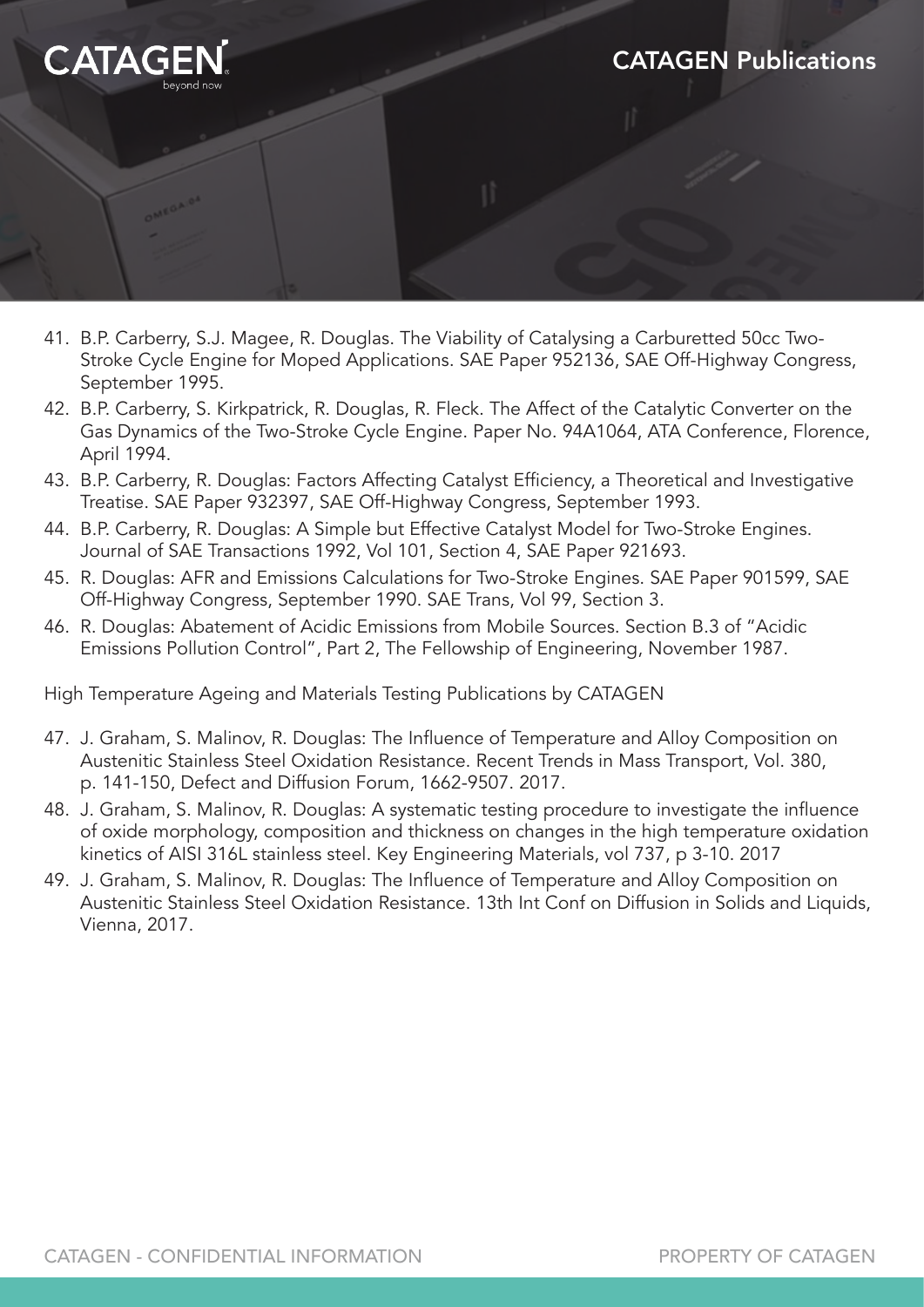41. B.P. Carberry, S.J. Magee, R. Douglas. The Viability of Catalysing a Carburetted 50cc Two-Stroke Cycle Engine for Moped Applications. SAE Paper 952136, SAE Off-Highway Congress, September 1995.
42. B.P. Carberry, S. Kirkpatrick, R. Douglas, R. Fleck. The Affect of the Catalytic Converter on the Gas Dynamics of the Two-Stroke Cycle Engine. Paper No. 94A1064, ATA Conference, Florence, April 1994.
43. B.P. Carberry, R. Douglas: Factors Affecting Catalyst Efficiency, a Theoretical and Investigative Treatise. SAE Paper 932397, SAE Off-Highway Congress, September 1993.
44. B.P. Carberry, R. Douglas: A Simple but Effective Catalyst Model for Two-Stroke Engines. Journal of SAE Transactions 1992, Vol 101, Section 4, SAE Paper 921693.
45. R. Douglas: AFR and Emissions Calculations for Two-Stroke Engines. SAE Paper 901599, SAE Off-Highway Congress, September 1990. SAE Trans, Vol 99, Section 3.
46. R. Douglas: Abatement of Acidic Emissions from Mobile Sources. Section B.3 of "Acidic Emissions Pollution Control", Part 2, The Fellowship of Engineering, November 1987.

High Temperature Ageing and Materials Testing Publications by CATAGEN

47. J. Graham, S. Malinov, R. Douglas: The Influence of Temperature and Alloy Composition on Austenitic Stainless Steel Oxidation Resistance. Recent Trends in Mass Transport, Vol. 380, p. 141-150, Defect and Diffusion Forum, 1662-9507. 2017.
48. J. Graham, S. Malinov, R. Douglas: A systematic testing procedure to investigate the influence of oxide morphology, composition and thickness on changes in the high temperature oxidation kinetics of AISI 316L stainless steel. Key Engineering Materials, vol 737, p 3-10. 2017
49. J. Graham, S. Malinov, R. Douglas: The Influence of Temperature and Alloy Composition on Austenitic Stainless Steel Oxidation Resistance. 13th Int Conf on Diffusion in Solids and Liquids, Vienna, 2017.